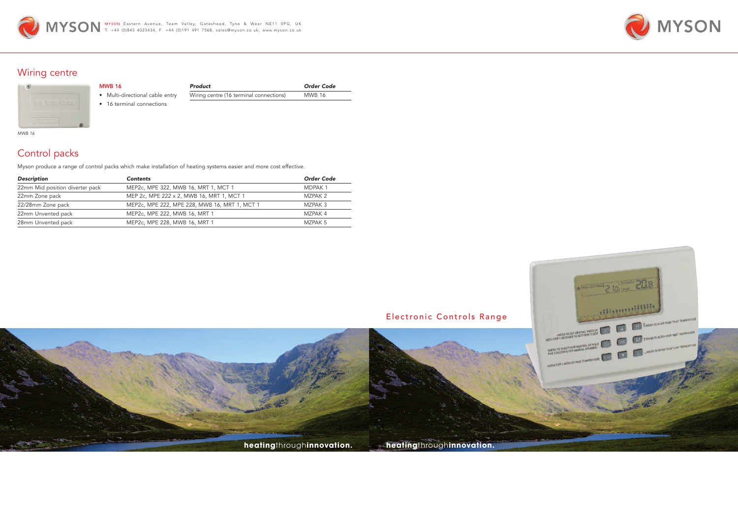MYSON Eastern Avenue, Team Valley, Gateshead, Tyne & Wear NE11 0PG, UK
T: +44 (0)845 4023434, F: +44 (0)191 491 7568, sales@myson.co.uk, www.myson.co.uk

## Wiring centre

*MWB 16*

**MWB 16**

- Multi-directional cable entry
- 16 terminal connections

| *Product* | *Order Code* |
|---|---|
| Wiring centre (16 terminal connections) | MWB 16 |

## Control packs

Myson produce a range of control packs which make installation of heating systems easier and more cost effective.

| *Description* | *Contents* | *Order Code* |
|---|---|---|
| 22mm Mid position diverter pack | MEP2c, MPE 322, MWB 16, MRT 1, MCT 1 | MDPAK 1 |
| 22mm Zone pack | MEP 2c, MPE 222 x 2, MWB 16, MRT 1, MCT 1 | MZPAK 2 |
| 22/28mm Zone pack | MEP2c, MPE 222, MPE 228, MWB 16, MRT 1, MCT 1 | MZPAK 3 |
| 22mm Unvented pack | MEP2c, MPE 222, MWB 16, MRT 1 | MZPAK 4 |
| 28mm Unvented pack | MEP2c, MPE 228, MWB 16, MRT 1 | MZPAK 5 |

**heating**through**innovation.**

MYSON

Electronic Controls Range

**heating**through**innovation.**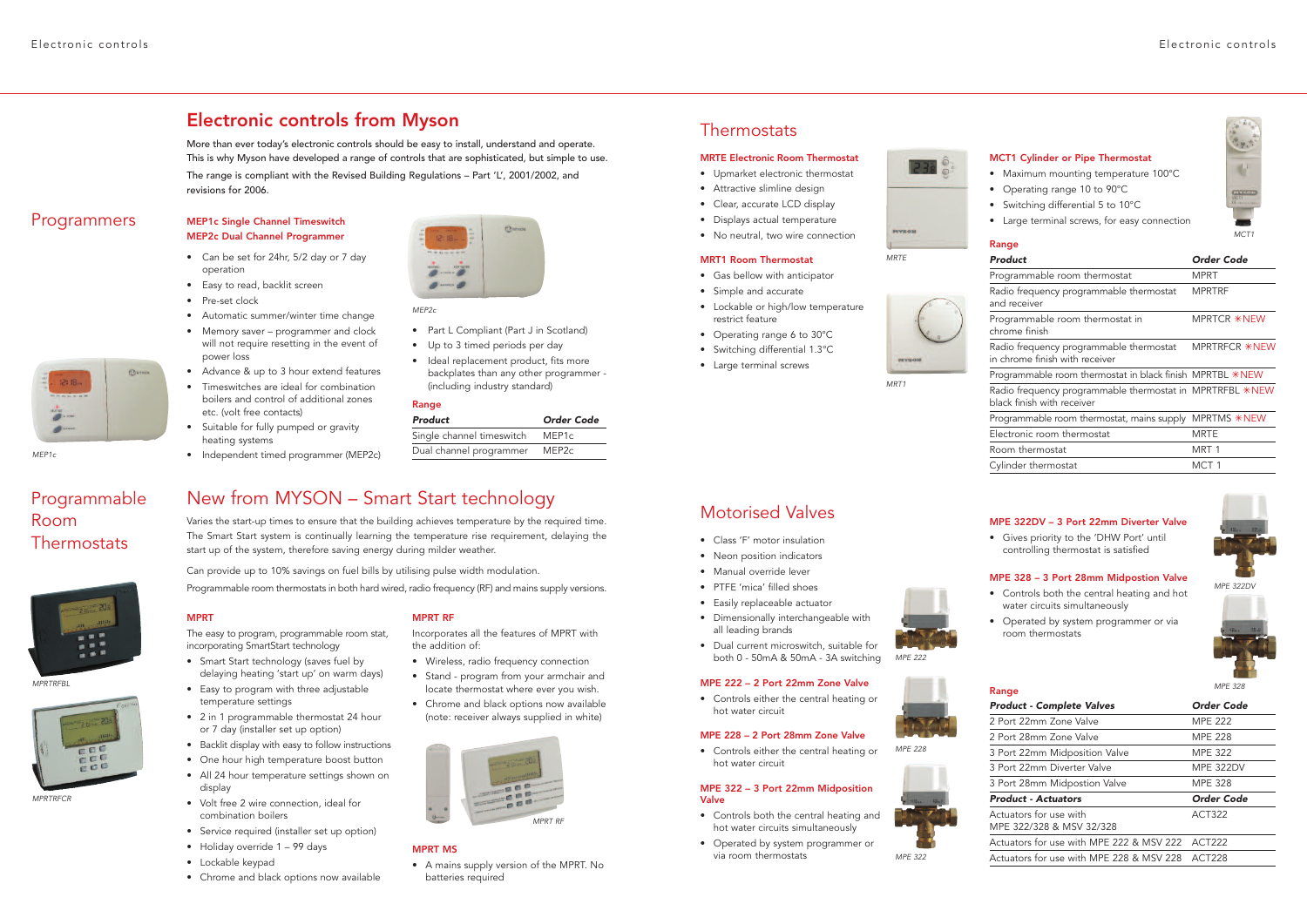# Electronic controls from Myson

More than ever today's electronic controls should be easy to install, understand and operate. This is why Myson have developed a range of controls that are sophisticated, but simple to use.

The range is compliant with the Revised Building Regulations – Part 'L', 2001/2002, and revisions for 2006.

## Programmers

MEP1c

### MEP1c Single Channel Timeswitch
### MEP2c Dual Channel Programmer

- Can be set for 24hr, 5/2 day or 7 day operation
- Easy to read, backlit screen
- Pre-set clock
- Automatic summer/winter time change
- Memory saver – programmer and clock will not require resetting in the event of power loss
- Advance & up to 3 hour extend features
- Timeswitches are ideal for combination boilers and control of additional zones etc. (volt free contacts)
- Suitable for fully pumped or gravity heating systems
- Independent timed programmer (MEP2c)

MEP2c

- Part L Compliant (Part J in Scotland)
- Up to 3 timed periods per day
- Ideal replacement product, fits more backplates than any other programmer - (including industry standard)

**Range**

| *Product* | *Order Code* |
|---|---|
| Single channel timeswitch | MEP1c |
| Dual channel programmer | MEP2c |

## Programmable Room Thermostats

MPRTRFBL

MPRTRFCR

## New from MYSON – Smart Start technology

Varies the start-up times to ensure that the building achieves temperature by the required time. The Smart Start system is continually learning the temperature rise requirement, delaying the start up of the system, therefore saving energy during milder weather.

Can provide up to 10% savings on fuel bills by utilising pulse width modulation.

Programmable room thermostats in both hard wired, radio frequency (RF) and mains supply versions.

### MPRT

The easy to program, programmable room stat, incorporating SmartStart technology

- Smart Start technology (saves fuel by delaying heating 'start up' on warm days)
- Easy to program with three adjustable temperature settings
- 2 in 1 programmable thermostat 24 hour or 7 day (installer set up option)
- Backlit display with easy to follow instructions
- One hour high temperature boost button
- All 24 hour temperature settings shown on display
- Volt free 2 wire connection, ideal for combination boilers
- Service required (installer set up option)
- Holiday override 1 – 99 days
- Lockable keypad
- Chrome and black options now available

### MPRT RF

Incorporates all the features of MPRT with the addition of:

- Wireless, radio frequency connection
- Stand - program from your armchair and locate thermostat where ever you wish.
- Chrome and black options now available (note: receiver always supplied in white)

MPRT RF

### MPRT MS

- A mains supply version of the MPRT. No batteries required

## Thermostats

### MRTE Electronic Room Thermostat

- Upmarket electronic thermostat
- Attractive slimline design
- Clear, accurate LCD display
- Displays actual temperature
- No neutral, two wire connection

MRTE

### MRT1 Room Thermostat

- Gas bellow with anticipator
- Simple and accurate
- Lockable or high/low temperature restrict feature
- Operating range 6 to 30°C
- Switching differential 1.3°C
- Large terminal screws

MRT1

### MCT1 Cylinder or Pipe Thermostat

- Maximum mounting temperature 100°C
- Operating range 10 to 90°C
- Switching differential 5 to 10°C
- Large terminal screws, for easy connection

MCT1

**Range**

| *Product* | *Order Code* |
|---|---|
| Programmable room thermostat | MPRT |
| Radio frequency programmable thermostat and receiver | MPRTRF |
| Programmable room thermostat in chrome finish | MPRTCR ✳NEW |
| Radio frequency programmable thermostat in chrome finish with receiver | MPRTRFCR ✳NEW |
| Programmable room thermostat in black finish | MPRTBL ✳NEW |
| Radio frequency programmable thermostat in black finish with receiver | MPRTRFBL ✳NEW |
| Programmable room thermostat, mains supply | MPRTMS ✳NEW |
| Electronic room thermostat | MRTE |
| Room thermostat | MRT 1 |
| Cylinder thermostat | MCT 1 |

## Motorised Valves

- Class 'F' motor insulation
- Neon position indicators
- Manual override lever
- PTFE 'mica' filled shoes
- Easily replaceable actuator
- Dimensionally interchangeable with all leading brands
- Dual current microswitch, suitable for both 0 - 50mA & 50mA - 3A switching

MPE 222

### MPE 222 – 2 Port 22mm Zone Valve

- Controls either the central heating or hot water circuit

MPE 228

### MPE 228 – 2 Port 28mm Zone Valve

- Controls either the central heating or hot water circuit

### MPE 322 – 3 Port 22mm Midposition Valve

- Controls both the central heating and hot water circuits simultaneously
- Operated by system programmer or via room thermostats

MPE 322

### MPE 322DV – 3 Port 22mm Diverter Valve

- Gives priority to the 'DHW Port' until controlling thermostat is satisfied

MPE 322DV

### MPE 328 – 3 Port 28mm Midpostion Valve

- Controls both the central heating and hot water circuits simultaneously
- Operated by system programmer or via room thermostats

MPE 328

**Range**

| *Product - Complete Valves* | *Order Code* |
|---|---|
| 2 Port 22mm Zone Valve | MPE 222 |
| 2 Port 28mm Zone Valve | MPE 228 |
| 3 Port 22mm Midposition Valve | MPE 322 |
| 3 Port 22mm Diverter Valve | MPE 322DV |
| 3 Port 28mm Midpostion Valve | MPE 328 |
| ***Product - Actuators*** | ***Order Code*** |
| Actuators for use with MPE 322/328 & MSV 32/328 | ACT322 |
| Actuators for use with MPE 222 & MSV 222 | ACT222 |
| Actuators for use with MPE 228 & MSV 228 | ACT228 |